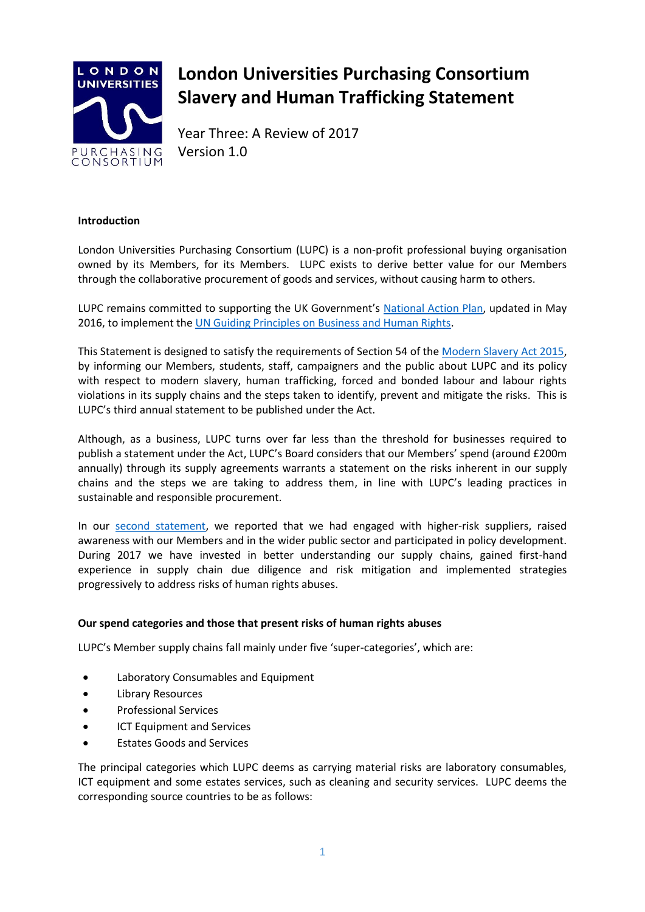# London Universities Purchasing Consortium Slavery and Human Trafficking Statement

Year Three: A Review of 2017
Version 1.0

**Introduction**

London Universities Purchasing Consortium (LUPC) is a non-profit professional buying organisation owned by its Members, for its Members. LUPC exists to derive better value for our Members through the collaborative procurement of goods and services, without causing harm to others.

LUPC remains committed to supporting the UK Government's National Action Plan, updated in May 2016, to implement the UN Guiding Principles on Business and Human Rights.

This Statement is designed to satisfy the requirements of Section 54 of the Modern Slavery Act 2015, by informing our Members, students, staff, campaigners and the public about LUPC and its policy with respect to modern slavery, human trafficking, forced and bonded labour and labour rights violations in its supply chains and the steps taken to identify, prevent and mitigate the risks. This is LUPC's third annual statement to be published under the Act.

Although, as a business, LUPC turns over far less than the threshold for businesses required to publish a statement under the Act, LUPC's Board considers that our Members' spend (around £200m annually) through its supply agreements warrants a statement on the risks inherent in our supply chains and the steps we are taking to address them, in line with LUPC's leading practices in sustainable and responsible procurement.

In our second statement, we reported that we had engaged with higher-risk suppliers, raised awareness with our Members and in the wider public sector and participated in policy development. During 2017 we have invested in better understanding our supply chains, gained first-hand experience in supply chain due diligence and risk mitigation and implemented strategies progressively to address risks of human rights abuses.

**Our spend categories and those that present risks of human rights abuses**

LUPC's Member supply chains fall mainly under five 'super-categories', which are:

- Laboratory Consumables and Equipment
- Library Resources
- Professional Services
- ICT Equipment and Services
- Estates Goods and Services

The principal categories which LUPC deems as carrying material risks are laboratory consumables, ICT equipment and some estates services, such as cleaning and security services. LUPC deems the corresponding source countries to be as follows: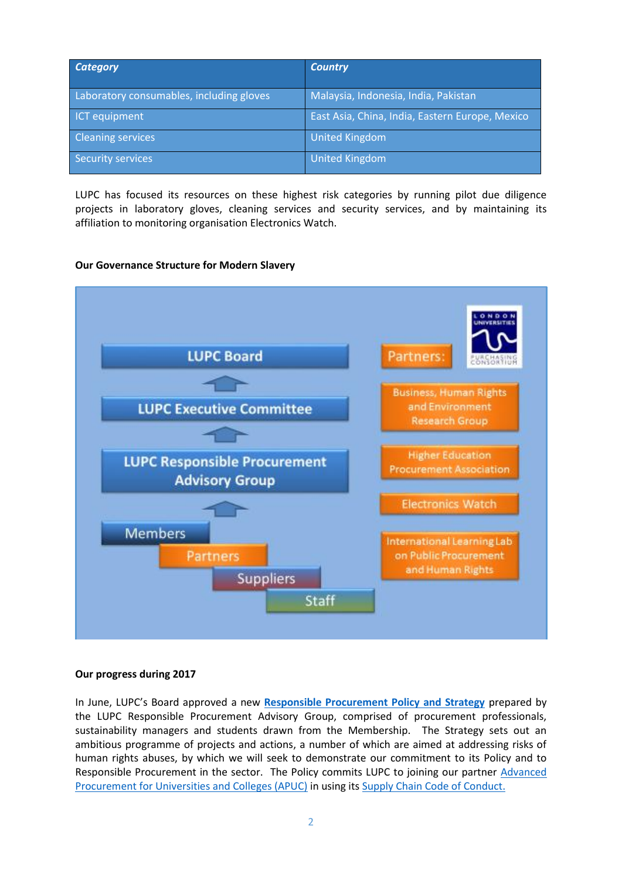| *Category* | *Country* |
|---|---|
| Laboratory consumables, including gloves | Malaysia, Indonesia, India, Pakistan |
| ICT equipment | East Asia, China, India, Eastern Europe, Mexico |
| Cleaning services | United Kingdom |
| Security services | United Kingdom |

LUPC has focused its resources on these highest risk categories by running pilot due diligence projects in laboratory gloves, cleaning services and security services, and by maintaining its affiliation to monitoring organisation Electronics Watch.

**Our Governance Structure for Modern Slavery**

LUPC Board

LUPC Executive Committee

LUPC Responsible Procurement Advisory Group

Members

Partners

Suppliers

Staff

Partners:

- Business, Human Rights and Environment Research Group
- Higher Education Procurement Association
- Electronics Watch
- International Learning Lab on Public Procurement and Human Rights

**Our progress during 2017**

In June, LUPC's Board approved a new **Responsible Procurement Policy and Strategy** prepared by the LUPC Responsible Procurement Advisory Group, comprised of procurement professionals, sustainability managers and students drawn from the Membership. The Strategy sets out an ambitious programme of projects and actions, a number of which are aimed at addressing risks of human rights abuses, by which we will seek to demonstrate our commitment to its Policy and to Responsible Procurement in the sector. The Policy commits LUPC to joining our partner Advanced Procurement for Universities and Colleges (APUC) in using its Supply Chain Code of Conduct.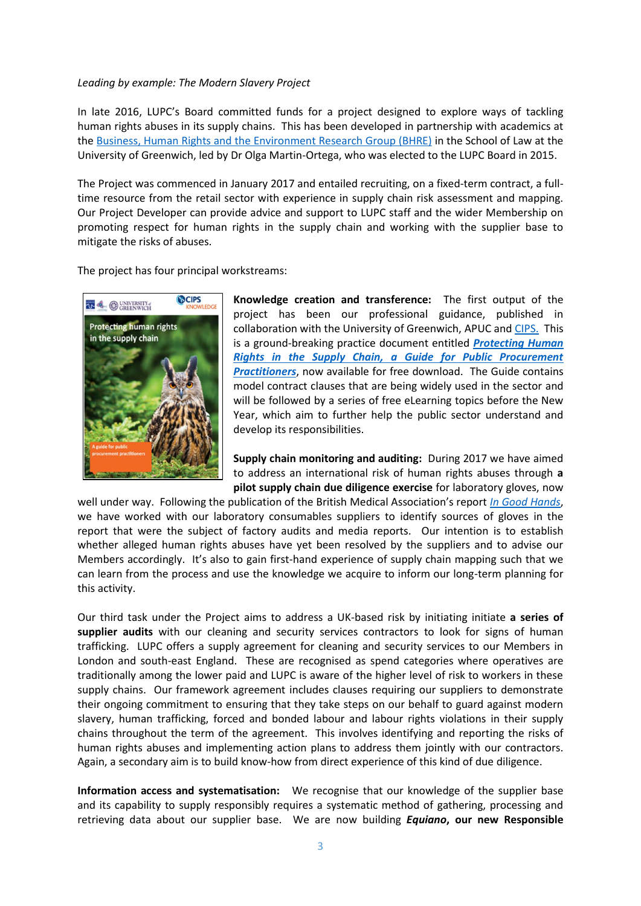*Leading by example: The Modern Slavery Project*

In late 2016, LUPC's Board committed funds for a project designed to explore ways of tackling human rights abuses in its supply chains. This has been developed in partnership with academics at the Business, Human Rights and the Environment Research Group (BHRE) in the School of Law at the University of Greenwich, led by Dr Olga Martin-Ortega, who was elected to the LUPC Board in 2015.

The Project was commenced in January 2017 and entailed recruiting, on a fixed-term contract, a full-time resource from the retail sector with experience in supply chain risk assessment and mapping. Our Project Developer can provide advice and support to LUPC staff and the wider Membership on promoting respect for human rights in the supply chain and working with the supplier base to mitigate the risks of abuses.

The project has four principal workstreams:

**Knowledge creation and transference:** The first output of the project has been our professional guidance, published in collaboration with the University of Greenwich, APUC and CIPS. This is a ground-breaking practice document entitled ***Protecting Human Rights in the Supply Chain, a Guide for Public Procurement Practitioners***, now available for free download. The Guide contains model contract clauses that are being widely used in the sector and will be followed by a series of free eLearning topics before the New Year, which aim to further help the public sector understand and develop its responsibilities.

**Supply chain monitoring and auditing:** During 2017 we have aimed to address an international risk of human rights abuses through **a pilot supply chain due diligence exercise** for laboratory gloves, now well under way. Following the publication of the British Medical Association's report *In Good Hands*, we have worked with our laboratory consumables suppliers to identify sources of gloves in the report that were the subject of factory audits and media reports. Our intention is to establish whether alleged human rights abuses have yet been resolved by the suppliers and to advise our Members accordingly. It's also to gain first-hand experience of supply chain mapping such that we can learn from the process and use the knowledge we acquire to inform our long-term planning for this activity.

Our third task under the Project aims to address a UK-based risk by initiating initiate **a series of supplier audits** with our cleaning and security services contractors to look for signs of human trafficking. LUPC offers a supply agreement for cleaning and security services to our Members in London and south-east England. These are recognised as spend categories where operatives are traditionally among the lower paid and LUPC is aware of the higher level of risk to workers in these supply chains. Our framework agreement includes clauses requiring our suppliers to demonstrate their ongoing commitment to ensuring that they take steps on our behalf to guard against modern slavery, human trafficking, forced and bonded labour and labour rights violations in their supply chains throughout the term of the agreement. This involves identifying and reporting the risks of human rights abuses and implementing action plans to address them jointly with our contractors. Again, a secondary aim is to build know-how from direct experience of this kind of due diligence.

**Information access and systematisation:** We recognise that our knowledge of the supplier base and its capability to supply responsibly requires a systematic method of gathering, processing and retrieving data about our supplier base. We are now building ***Equiano*****, our new Responsible**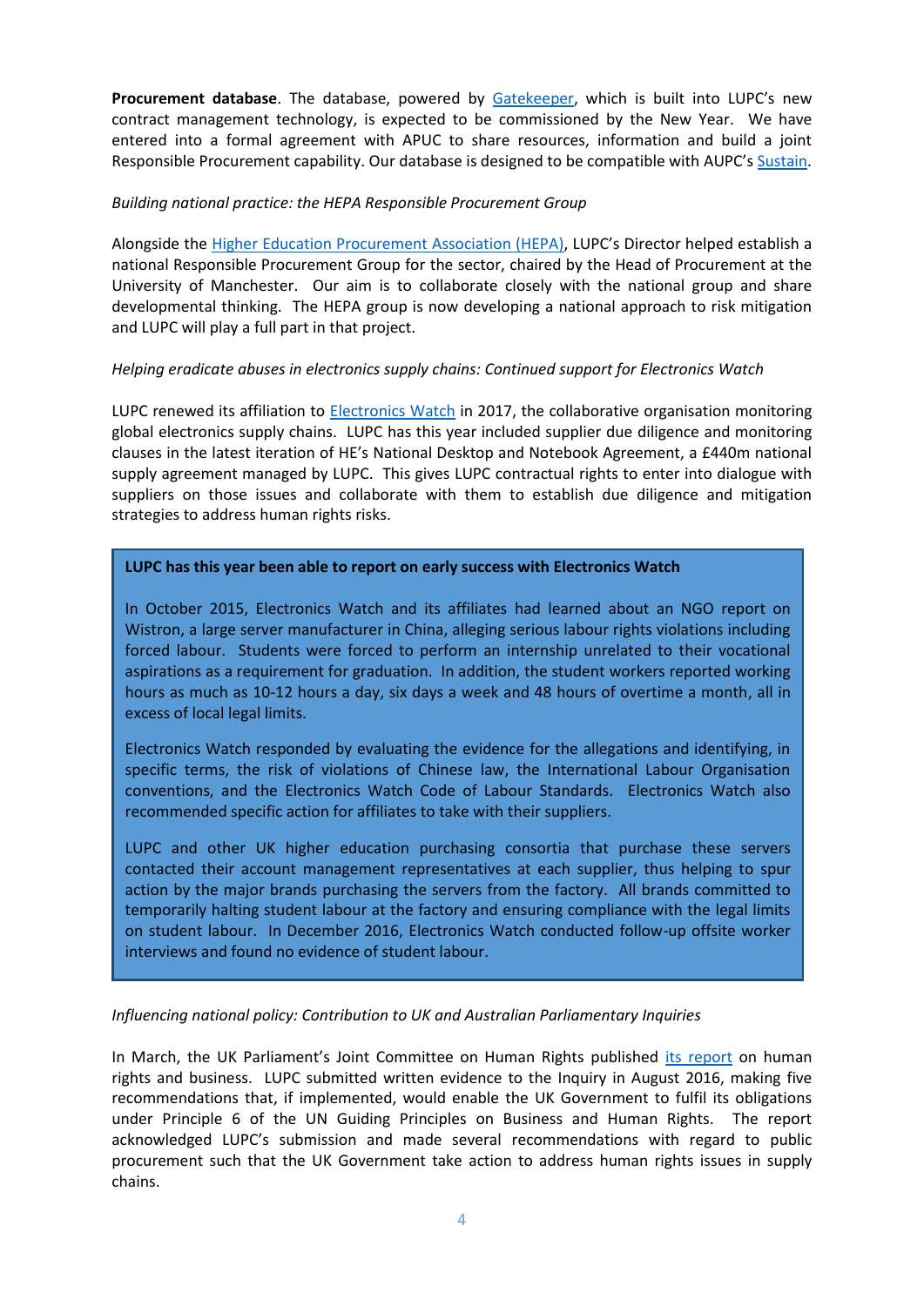**Procurement database**. The database, powered by Gatekeeper, which is built into LUPC's new contract management technology, is expected to be commissioned by the New Year. We have entered into a formal agreement with APUC to share resources, information and build a joint Responsible Procurement capability. Our database is designed to be compatible with AUPC's Sustain.

*Building national practice: the HEPA Responsible Procurement Group*

Alongside the Higher Education Procurement Association (HEPA), LUPC's Director helped establish a national Responsible Procurement Group for the sector, chaired by the Head of Procurement at the University of Manchester. Our aim is to collaborate closely with the national group and share developmental thinking. The HEPA group is now developing a national approach to risk mitigation and LUPC will play a full part in that project.

*Helping eradicate abuses in electronics supply chains: Continued support for Electronics Watch*

LUPC renewed its affiliation to Electronics Watch in 2017, the collaborative organisation monitoring global electronics supply chains. LUPC has this year included supplier due diligence and monitoring clauses in the latest iteration of HE's National Desktop and Notebook Agreement, a £440m national supply agreement managed by LUPC. This gives LUPC contractual rights to enter into dialogue with suppliers on those issues and collaborate with them to establish due diligence and mitigation strategies to address human rights risks.

**LUPC has this year been able to report on early success with Electronics Watch**

In October 2015, Electronics Watch and its affiliates had learned about an NGO report on Wistron, a large server manufacturer in China, alleging serious labour rights violations including forced labour. Students were forced to perform an internship unrelated to their vocational aspirations as a requirement for graduation. In addition, the student workers reported working hours as much as 10-12 hours a day, six days a week and 48 hours of overtime a month, all in excess of local legal limits.

Electronics Watch responded by evaluating the evidence for the allegations and identifying, in specific terms, the risk of violations of Chinese law, the International Labour Organisation conventions, and the Electronics Watch Code of Labour Standards. Electronics Watch also recommended specific action for affiliates to take with their suppliers.

LUPC and other UK higher education purchasing consortia that purchase these servers contacted their account management representatives at each supplier, thus helping to spur action by the major brands purchasing the servers from the factory. All brands committed to temporarily halting student labour at the factory and ensuring compliance with the legal limits on student labour. In December 2016, Electronics Watch conducted follow-up offsite worker interviews and found no evidence of student labour.

*Influencing national policy: Contribution to UK and Australian Parliamentary Inquiries*

In March, the UK Parliament's Joint Committee on Human Rights published its report on human rights and business. LUPC submitted written evidence to the Inquiry in August 2016, making five recommendations that, if implemented, would enable the UK Government to fulfil its obligations under Principle 6 of the UN Guiding Principles on Business and Human Rights. The report acknowledged LUPC's submission and made several recommendations with regard to public procurement such that the UK Government take action to address human rights issues in supply chains.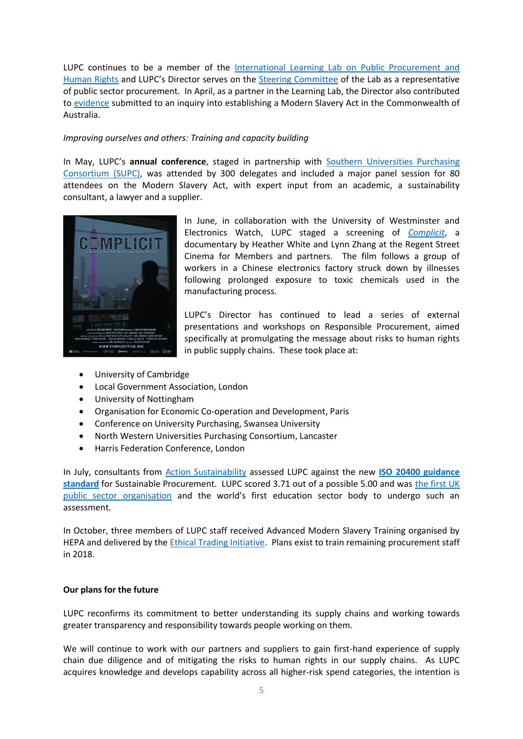LUPC continues to be a member of the International Learning Lab on Public Procurement and Human Rights and LUPC's Director serves on the Steering Committee of the Lab as a representative of public sector procurement. In April, as a partner in the Learning Lab, the Director also contributed to evidence submitted to an inquiry into establishing a Modern Slavery Act in the Commonwealth of Australia.

*Improving ourselves and others: Training and capacity building*

In May, LUPC's **annual conference**, staged in partnership with Southern Universities Purchasing Consortium (SUPC), was attended by 300 delegates and included a major panel session for 80 attendees on the Modern Slavery Act, with expert input from an academic, a sustainability consultant, a lawyer and a supplier.

In June, in collaboration with the University of Westminster and Electronics Watch, LUPC staged a screening of *Complicit*, a documentary by Heather White and Lynn Zhang at the Regent Street Cinema for Members and partners. The film follows a group of workers in a Chinese electronics factory struck down by illnesses following prolonged exposure to toxic chemicals used in the manufacturing process.

LUPC's Director has continued to lead a series of external presentations and workshops on Responsible Procurement, aimed specifically at promulgating the message about risks to human rights in public supply chains. These took place at:

- University of Cambridge
- Local Government Association, London
- University of Nottingham
- Organisation for Economic Co-operation and Development, Paris
- Conference on University Purchasing, Swansea University
- North Western Universities Purchasing Consortium, Lancaster
- Harris Federation Conference, London

In July, consultants from Action Sustainability assessed LUPC against the new **ISO 20400 guidance standard** for Sustainable Procurement. LUPC scored 3.71 out of a possible 5.00 and was the first UK public sector organisation and the world's first education sector body to undergo such an assessment.

In October, three members of LUPC staff received Advanced Modern Slavery Training organised by HEPA and delivered by the Ethical Trading Initiative. Plans exist to train remaining procurement staff in 2018.

**Our plans for the future**

LUPC reconfirms its commitment to better understanding its supply chains and working towards greater transparency and responsibility towards people working on them.

We will continue to work with our partners and suppliers to gain first-hand experience of supply chain due diligence and of mitigating the risks to human rights in our supply chains. As LUPC acquires knowledge and develops capability across all higher-risk spend categories, the intention is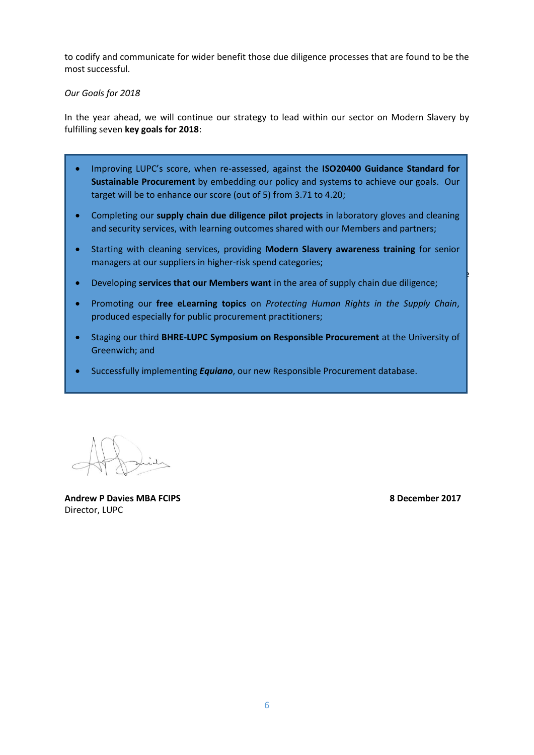to codify and communicate for wider benefit those due diligence processes that are found to be the most successful.

*Our Goals for 2018*

In the year ahead, we will continue our strategy to lead within our sector on Modern Slavery by fulfilling seven **key goals for 2018**:

- Improving LUPC's score, when re-assessed, against the **ISO20400 Guidance Standard for Sustainable Procurement** by embedding our policy and systems to achieve our goals. Our target will be to enhance our score (out of 5) from 3.71 to 4.20;
- Completing our **supply chain due diligence pilot projects** in laboratory gloves and cleaning and security services, with learning outcomes shared with our Members and partners;
- Starting with cleaning services, providing **Modern Slavery awareness training** for senior managers at our suppliers in higher-risk spend categories;
- Developing **services that our Members want** in the area of supply chain due diligence;
- Promoting our **free eLearning topics** on *Protecting Human Rights in the Supply Chain*, produced especially for public procurement practitioners;
- Staging our third **BHRE-LUPC Symposium on Responsible Procurement** at the University of Greenwich; and
- Successfully implementing ***Equiano***, our new Responsible Procurement database.

**Andrew P Davies MBA FCIPS**
Director, LUPC

**8 December 2017**